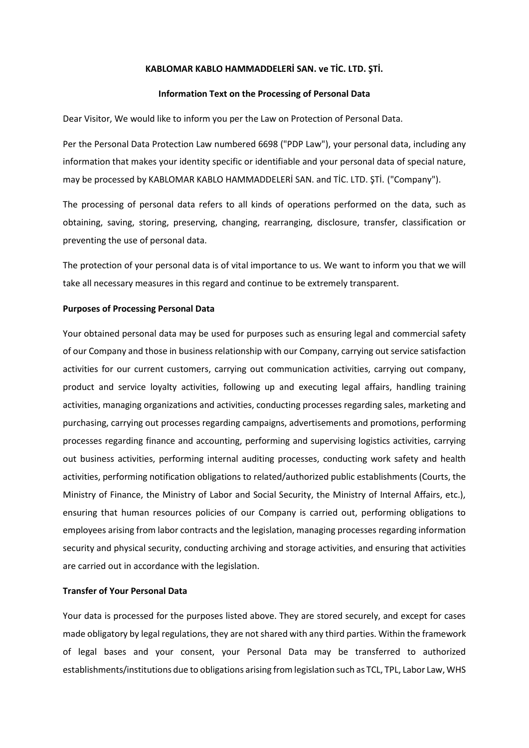# KABLOMAR KABLO HAMMADDELERİ SAN. ve TİC. LTD. ŞTİ.

## Information Text on the Processing of Personal Data

Dear Visitor, We would like to inform you per the Law on Protection of Personal Data.

Per the Personal Data Protection Law numbered 6698 ("PDP Law"), your personal data, including any information that makes your identity specific or identifiable and your personal data of special nature, may be processed by KABLOMAR KABLO HAMMADDELERİ SAN. and TİC. LTD. ŞTİ. ("Company").

The processing of personal data refers to all kinds of operations performed on the data, such as obtaining, saving, storing, preserving, changing, rearranging, disclosure, transfer, classification or preventing the use of personal data.

The protection of your personal data is of vital importance to us. We want to inform you that we will take all necessary measures in this regard and continue to be extremely transparent.

**Purposes of Processing Personal Data**

Your obtained personal data may be used for purposes such as ensuring legal and commercial safety of our Company and those in business relationship with our Company, carrying out service satisfaction activities for our current customers, carrying out communication activities, carrying out company, product and service loyalty activities, following up and executing legal affairs, handling training activities, managing organizations and activities, conducting processes regarding sales, marketing and purchasing, carrying out processes regarding campaigns, advertisements and promotions, performing processes regarding finance and accounting, performing and supervising logistics activities, carrying out business activities, performing internal auditing processes, conducting work safety and health activities, performing notification obligations to related/authorized public establishments (Courts, the Ministry of Finance, the Ministry of Labor and Social Security, the Ministry of Internal Affairs, etc.), ensuring that human resources policies of our Company is carried out, performing obligations to employees arising from labor contracts and the legislation, managing processes regarding information security and physical security, conducting archiving and storage activities, and ensuring that activities are carried out in accordance with the legislation.

**Transfer of Your Personal Data**

Your data is processed for the purposes listed above. They are stored securely, and except for cases made obligatory by legal regulations, they are not shared with any third parties. Within the framework of legal bases and your consent, your Personal Data may be transferred to authorized establishments/institutions due to obligations arising from legislation such as TCL, TPL, Labor Law, WHS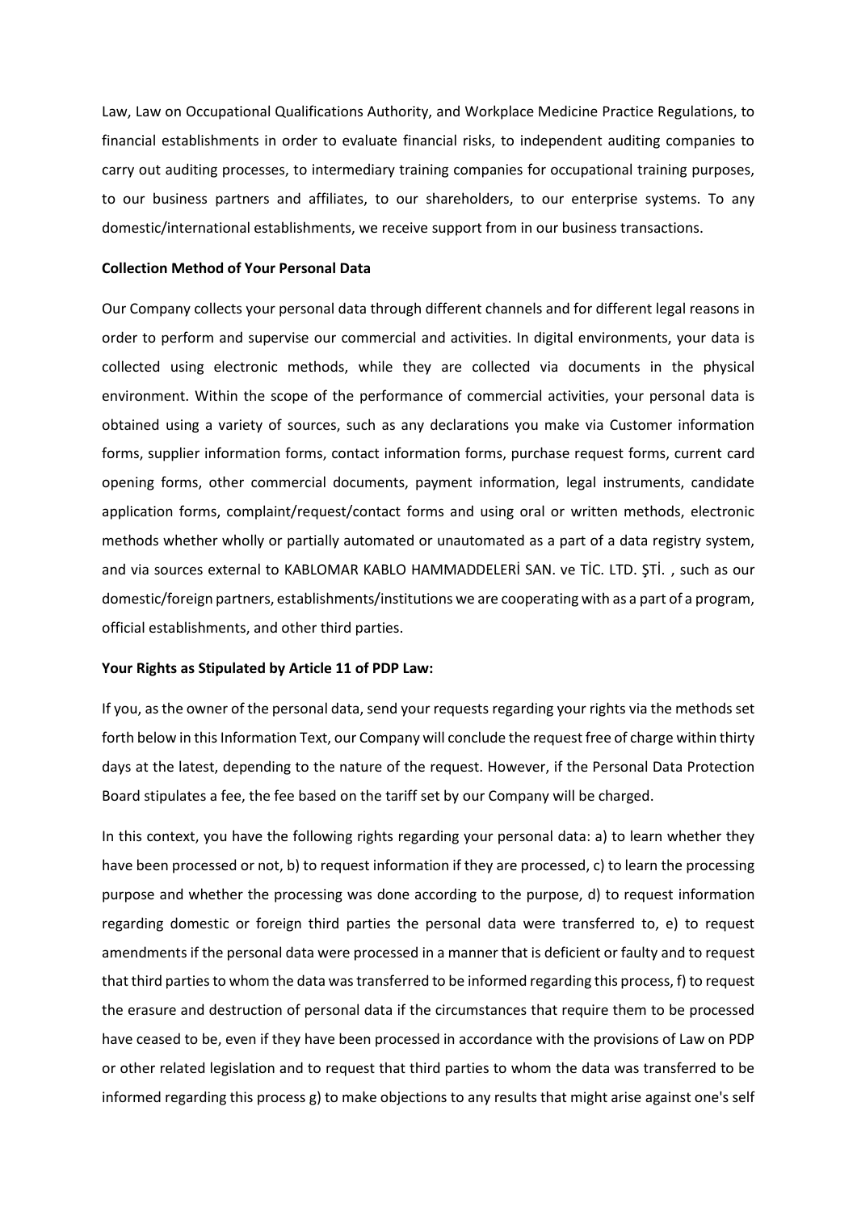Law, Law on Occupational Qualifications Authority, and Workplace Medicine Practice Regulations, to financial establishments in order to evaluate financial risks, to independent auditing companies to carry out auditing processes, to intermediary training companies for occupational training purposes, to our business partners and affiliates, to our shareholders, to our enterprise systems. To any domestic/international establishments, we receive support from in our business transactions.

**Collection Method of Your Personal Data**

Our Company collects your personal data through different channels and for different legal reasons in order to perform and supervise our commercial and activities. In digital environments, your data is collected using electronic methods, while they are collected via documents in the physical environment. Within the scope of the performance of commercial activities, your personal data is obtained using a variety of sources, such as any declarations you make via Customer information forms, supplier information forms, contact information forms, purchase request forms, current card opening forms, other commercial documents, payment information, legal instruments, candidate application forms, complaint/request/contact forms and using oral or written methods, electronic methods whether wholly or partially automated or unautomated as a part of a data registry system, and via sources external to KABLOMAR KABLO HAMMADDELERİ SAN. ve TİC. LTD. ŞTİ. , such as our domestic/foreign partners, establishments/institutions we are cooperating with as a part of a program, official establishments, and other third parties.

**Your Rights as Stipulated by Article 11 of PDP Law:**

If you, as the owner of the personal data, send your requests regarding your rights via the methods set forth below in this Information Text, our Company will conclude the request free of charge within thirty days at the latest, depending to the nature of the request. However, if the Personal Data Protection Board stipulates a fee, the fee based on the tariff set by our Company will be charged.

In this context, you have the following rights regarding your personal data: a) to learn whether they have been processed or not, b) to request information if they are processed, c) to learn the processing purpose and whether the processing was done according to the purpose, d) to request information regarding domestic or foreign third parties the personal data were transferred to, e) to request amendments if the personal data were processed in a manner that is deficient or faulty and to request that third parties to whom the data was transferred to be informed regarding this process, f) to request the erasure and destruction of personal data if the circumstances that require them to be processed have ceased to be, even if they have been processed in accordance with the provisions of Law on PDP or other related legislation and to request that third parties to whom the data was transferred to be informed regarding this process g) to make objections to any results that might arise against one's self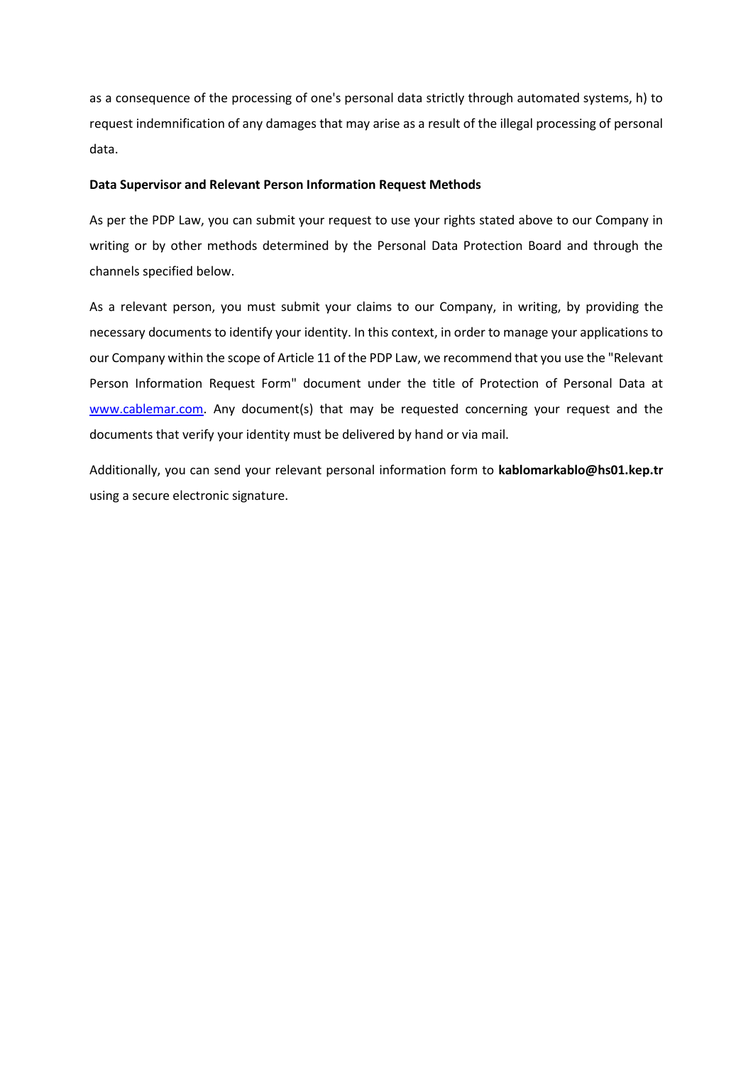as a consequence of the processing of one's personal data strictly through automated systems, h) to request indemnification of any damages that may arise as a result of the illegal processing of personal data.

**Data Supervisor and Relevant Person Information Request Methods**

As per the PDP Law, you can submit your request to use your rights stated above to our Company in writing or by other methods determined by the Personal Data Protection Board and through the channels specified below.

As a relevant person, you must submit your claims to our Company, in writing, by providing the necessary documents to identify your identity. In this context, in order to manage your applications to our Company within the scope of Article 11 of the PDP Law, we recommend that you use the "Relevant Person Information Request Form" document under the title of Protection of Personal Data at [www.cablemar.com](http://www.cablemar.com). Any document(s) that may be requested concerning your request and the documents that verify your identity must be delivered by hand or via mail.

Additionally, you can send your relevant personal information form to **kablomarkablo@hs01.kep.tr** using a secure electronic signature.